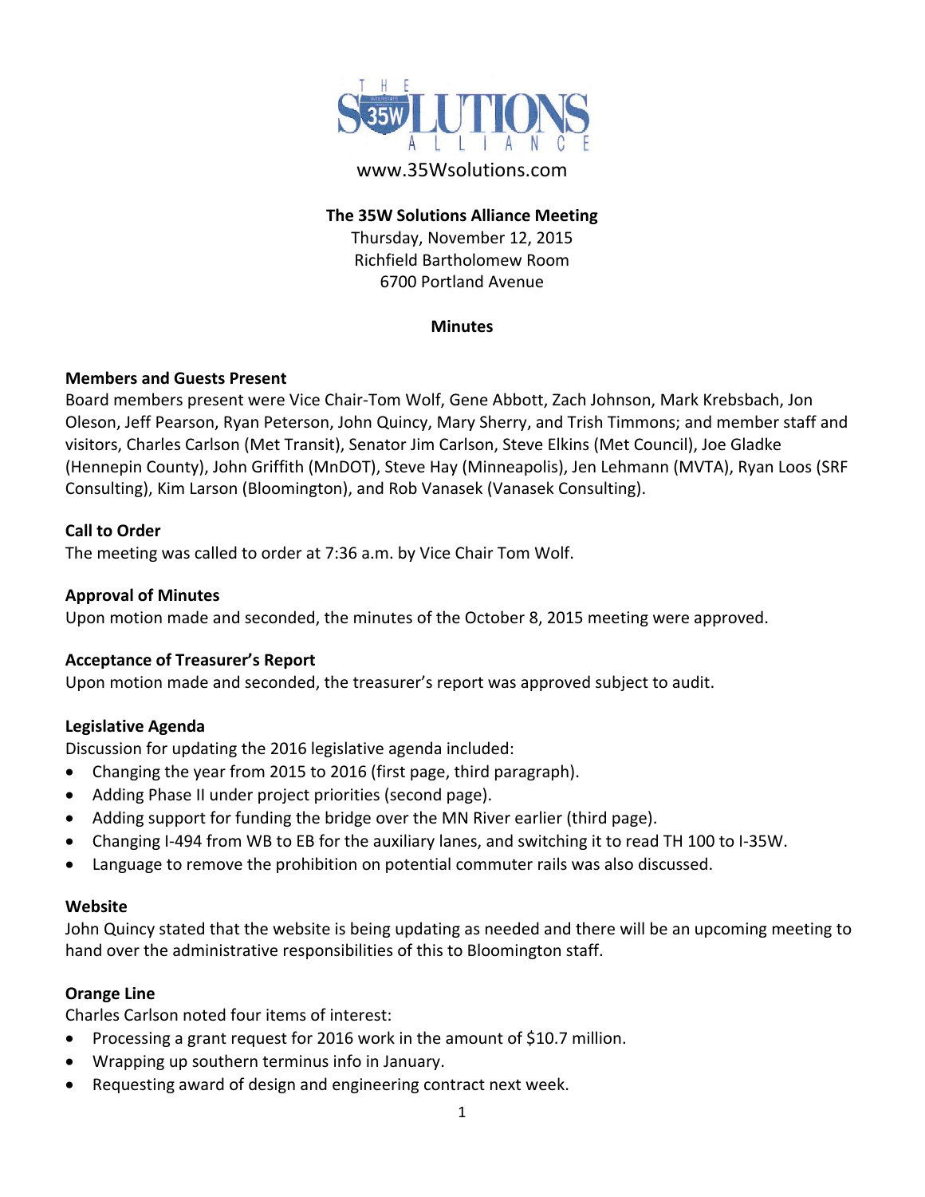THE 35W SOLUTIONS ALLIANCE

www.35Wsolutions.com

**The 35W Solutions Alliance Meeting**
Thursday, November 12, 2015
Richfield Bartholomew Room
6700 Portland Avenue

**Minutes**

### Members and Guests Present

Board members present were Vice Chair-Tom Wolf, Gene Abbott, Zach Johnson, Mark Krebsbach, Jon Oleson, Jeff Pearson, Ryan Peterson, John Quincy, Mary Sherry, and Trish Timmons; and member staff and visitors, Charles Carlson (Met Transit), Senator Jim Carlson, Steve Elkins (Met Council), Joe Gladke (Hennepin County), John Griffith (MnDOT), Steve Hay (Minneapolis), Jen Lehmann (MVTA), Ryan Loos (SRF Consulting), Kim Larson (Bloomington), and Rob Vanasek (Vanasek Consulting).

### Call to Order

The meeting was called to order at 7:36 a.m. by Vice Chair Tom Wolf.

### Approval of Minutes

Upon motion made and seconded, the minutes of the October 8, 2015 meeting were approved.

### Acceptance of Treasurer's Report

Upon motion made and seconded, the treasurer's report was approved subject to audit.

### Legislative Agenda

Discussion for updating the 2016 legislative agenda included:

- Changing the year from 2015 to 2016 (first page, third paragraph).
- Adding Phase II under project priorities (second page).
- Adding support for funding the bridge over the MN River earlier (third page).
- Changing I-494 from WB to EB for the auxiliary lanes, and switching it to read TH 100 to I-35W.
- Language to remove the prohibition on potential commuter rails was also discussed.

### Website

John Quincy stated that the website is being updating as needed and there will be an upcoming meeting to hand over the administrative responsibilities of this to Bloomington staff.

### Orange Line

Charles Carlson noted four items of interest:

- Processing a grant request for 2016 work in the amount of $10.7 million.
- Wrapping up southern terminus info in January.
- Requesting award of design and engineering contract next week.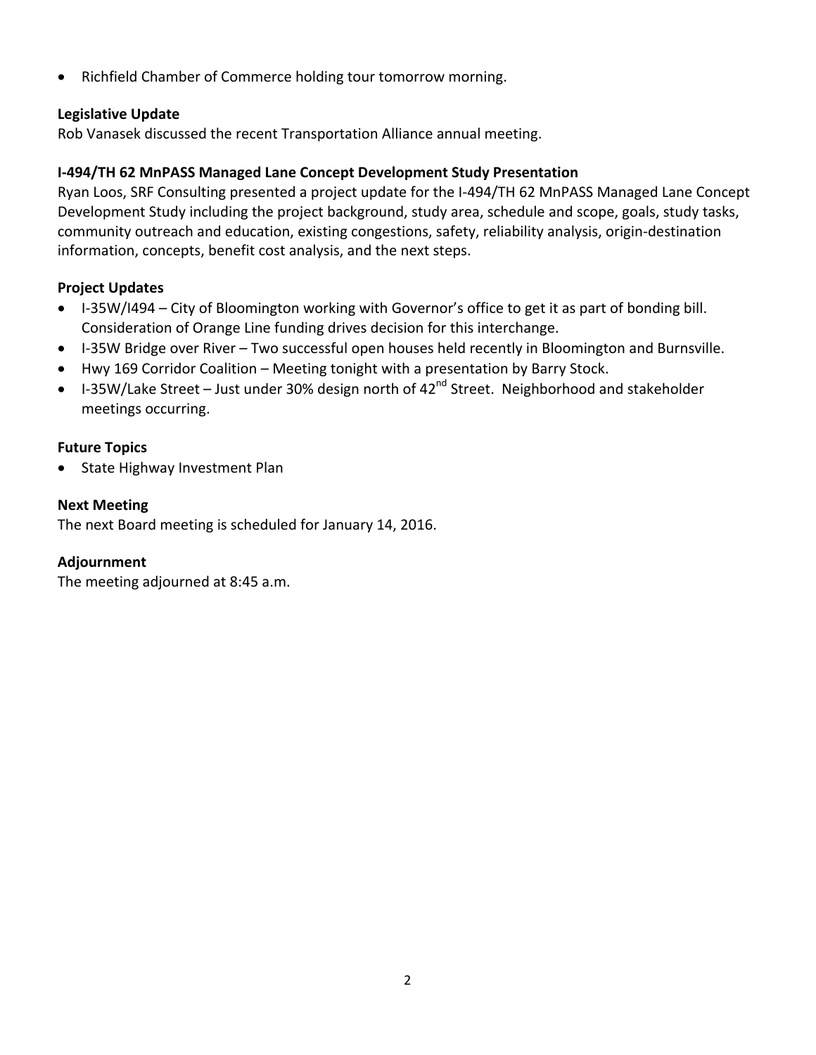- Richfield Chamber of Commerce holding tour tomorrow morning.

**Legislative Update**

Rob Vanasek discussed the recent Transportation Alliance annual meeting.

**I-494/TH 62 MnPASS Managed Lane Concept Development Study Presentation**

Ryan Loos, SRF Consulting presented a project update for the I-494/TH 62 MnPASS Managed Lane Concept Development Study including the project background, study area, schedule and scope, goals, study tasks, community outreach and education, existing congestions, safety, reliability analysis, origin-destination information, concepts, benefit cost analysis, and the next steps.

**Project Updates**

- I-35W/I494 – City of Bloomington working with Governor's office to get it as part of bonding bill. Consideration of Orange Line funding drives decision for this interchange.
- I-35W Bridge over River – Two successful open houses held recently in Bloomington and Burnsville.
- Hwy 169 Corridor Coalition – Meeting tonight with a presentation by Barry Stock.
- I-35W/Lake Street – Just under 30% design north of 42nd Street. Neighborhood and stakeholder meetings occurring.

**Future Topics**

- State Highway Investment Plan

**Next Meeting**

The next Board meeting is scheduled for January 14, 2016.

**Adjournment**

The meeting adjourned at 8:45 a.m.